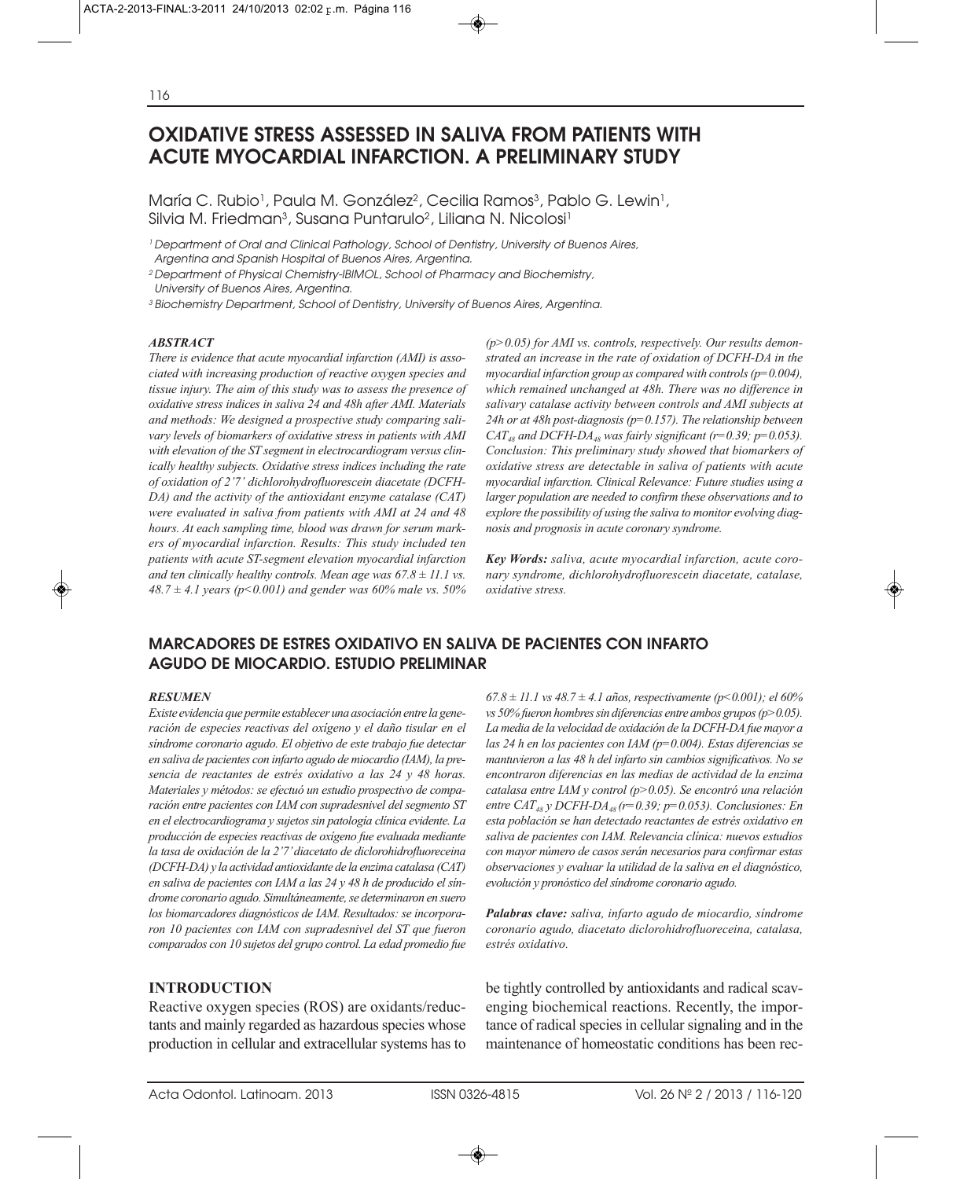# OXIDATIVE STRESS ASSESSED IN SALIVA FROM PATIENTS WITH ACUTE MYOCARDIAL INFARCTION. A PRELIMINARY STUDY

María C. Rubio[1], Paula M. González[2], Cecilia Ramos[3], Pablo G. Lewin[1], Silvia M. Friedman[3], Susana Puntarulo[2], Liliana N. Nicolosi[1]

[1] Department of Oral and Clinical Pathology, School of Dentistry, University of Buenos Aires, Argentina and Spanish Hospital of Buenos Aires, Argentina.

[2] Department of Physical Chemistry-IBIMOL, School of Pharmacy and Biochemistry, University of Buenos Aires, Argentina.

[3] Biochemistry Department, School of Dentistry, University of Buenos Aires, Argentina.

### ABSTRACT

*There is evidence that acute myocardial infarction (AMI) is associated with increasing production of reactive oxygen species and tissue injury. The aim of this study was to assess the presence of oxidative stress indices in saliva 24 and 48h after AMI. Materials and methods: We designed a prospective study comparing salivary levels of biomarkers of oxidative stress in patients with AMI with elevation of the ST segment in electrocardiogram versus clinically healthy subjects. Oxidative stress indices including the rate of oxidation of 2'7' dichlorohydrofluorescein diacetate (DCFH-DA) and the activity of the antioxidant enzyme catalase (CAT) were evaluated in saliva from patients with AMI at 24 and 48 hours. At each sampling time, blood was drawn for serum markers of myocardial infarction. Results: This study included ten patients with acute ST-segment elevation myocardial infarction and ten clinically healthy controls. Mean age was $67.8 \pm 11.1$ vs. $48.7 \pm 4.1$ years ($p<0.001$) and gender was 60% male vs. 50% ($p>0.05$) for AMI vs. controls, respectively. Our results demonstrated an increase in the rate of oxidation of DCFH-DA in the myocardial infarction group as compared with controls ($p=0.004$), which remained unchanged at 48h. There was no difference in salivary catalase activity between controls and AMI subjects at 24h or at 48h post-diagnosis ($p=0.157$). The relationship between $CAT_{48}$ and $DCFH\text{-}DA_{48}$ was fairly significant ($r=0.39$; $p=0.053$). Conclusion: This preliminary study showed that biomarkers of oxidative stress are detectable in saliva of patients with acute myocardial infarction. Clinical Relevance: Future studies using a larger population are needed to confirm these observations and to explore the possibility of using the saliva to monitor evolving diagnosis and prognosis in acute coronary syndrome.*

***Key Words:** saliva, acute myocardial infarction, acute coronary syndrome, dichlorohydrofluorescein diacetate, catalase, oxidative stress.*

# MARCADORES DE ESTRES OXIDATIVO EN SALIVA DE PACIENTES CON INFARTO AGUDO DE MIOCARDIO. ESTUDIO PRELIMINAR

### RESUMEN

*Existe evidencia que permite establecer una asociación entre la generación de especies reactivas del oxígeno y el daño tisular en el síndrome coronario agudo. El objetivo de este trabajo fue detectar en saliva de pacientes con infarto agudo de miocardio (IAM), la presencia de reactantes de estrés oxidativo a las 24 y 48 horas. Materiales y métodos: se efectuó un estudio prospectivo de comparación entre pacientes con IAM con supradesnivel del segmento ST en el electrocardiograma y sujetos sin patología clínica evidente. La producción de especies reactivas de oxígeno fue evaluada mediante la tasa de oxidación de la 2'7' diacetato de diclorohidrofluoreceina (DCFH-DA) y la actividad antioxidante de la enzima catalasa (CAT) en saliva de pacientes con IAM a las 24 y 48 h de producido el síndrome coronario agudo. Simultáneamente, se determinaron en suero los biomarcadores diagnósticos de IAM. Resultados: se incorporaron 10 pacientes con IAM con supradesnivel del ST que fueron comparados con 10 sujetos del grupo control. La edad promedio fue $67.8 \pm 11.1$ vs $48.7 \pm 4.1$ años, respectivamente ($p<0.001$); el 60% vs 50% fueron hombres sin diferencias entre ambos grupos ($p>0.05$). La media de la velocidad de oxidación de la DCFH-DA fue mayor a las 24 h en los pacientes con IAM ($p=0.004$). Estas diferencias se mantuvieron a las 48 h del infarto sin cambios significativos. No se encontraron diferencias en las medias de actividad de la enzima catalasa entre IAM y control ($p>0.05$). Se encontró una relación entre $CAT_{48}$ y $DCFH\text{-}DA_{48}$ ($r=0.39$; $p=0.053$). Conclusiones: En esta población se han detectado reactantes de estrés oxidativo en saliva de pacientes con IAM. Relevancia clínica: nuevos estudios con mayor número de casos serán necesarios para confirmar estas observaciones y evaluar la utilidad de la saliva en el diagnóstico, evolución y pronóstico del síndrome coronario agudo.*

***Palabras clave:** saliva, infarto agudo de miocardio, síndrome coronario agudo, diacetato diclorohidrofluoreceina, catalasa, estrés oxidativo.*

## INTRODUCTION

Reactive oxygen species (ROS) are oxidants/reductants and mainly regarded as hazardous species whose production in cellular and extracellular systems has to be tightly controlled by antioxidants and radical scavenging biochemical reactions. Recently, the importance of radical species in cellular signaling and in the maintenance of homeostatic conditions has been rec-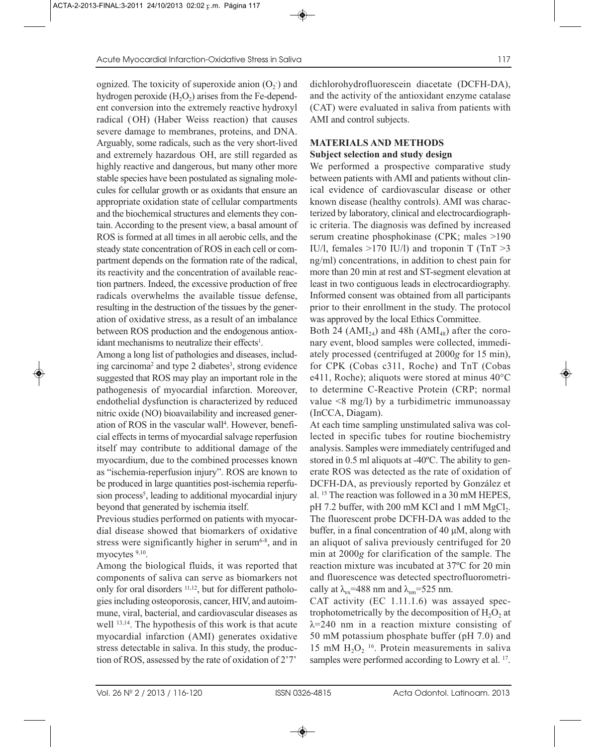ognized. The toxicity of superoxide anion ($O_2^-$) and hydrogen peroxide ($H_2O_2$) arises from the Fe-dependent conversion into the extremely reactive hydroxyl radical (·OH) (Haber Weiss reaction) that causes severe damage to membranes, proteins, and DNA. Arguably, some radicals, such as the very short-lived and extremely hazardous ·OH, are still regarded as highly reactive and dangerous, but many other more stable species have been postulated as signaling molecules for cellular growth or as oxidants that ensure an appropriate oxidation state of cellular compartments and the biochemical structures and elements they contain. According to the present view, a basal amount of ROS is formed at all times in all aerobic cells, and the steady state concentration of ROS in each cell or compartment depends on the formation rate of the radical, its reactivity and the concentration of available reaction partners. Indeed, the excessive production of free radicals overwhelms the available tissue defense, resulting in the destruction of the tissues by the generation of oxidative stress, as a result of an imbalance between ROS production and the endogenous antioxidant mechanisms to neutralize their effects[1].

Among a long list of pathologies and diseases, including carcinoma[2] and type 2 diabetes[3], strong evidence suggested that ROS may play an important role in the pathogenesis of myocardial infarction. Moreover, endothelial dysfunction is characterized by reduced nitric oxide (NO) bioavailability and increased generation of ROS in the vascular wall[4]. However, beneficial effects in terms of myocardial salvage reperfusion itself may contribute to additional damage of the myocardium, due to the combined processes known as "ischemia-reperfusion injury". ROS are known to be produced in large quantities post-ischemia reperfusion process[5], leading to additional myocardial injury beyond that generated by ischemia itself.

Previous studies performed on patients with myocardial disease showed that biomarkers of oxidative stress were significantly higher in serum[6-8], and in myocytes [9,10].

Among the biological fluids, it was reported that components of saliva can serve as biomarkers not only for oral disorders [11,12], but for different pathologies including osteoporosis, cancer, HIV, and autoimmune, viral, bacterial, and cardiovascular diseases as well [13,14]. The hypothesis of this work is that acute myocardial infarction (AMI) generates oxidative stress detectable in saliva. In this study, the production of ROS, assessed by the rate of oxidation of 2'7' dichlorohydrofluorescein diacetate (DCFH-DA), and the activity of the antioxidant enzyme catalase (CAT) were evaluated in saliva from patients with AMI and control subjects.

## MATERIALS AND METHODS

### Subject selection and study design

We performed a prospective comparative study between patients with AMI and patients without clinical evidence of cardiovascular disease or other known disease (healthy controls). AMI was characterized by laboratory, clinical and electrocardiographic criteria. The diagnosis was defined by increased serum creatine phosphokinase (CPK; males >190 IU/l, females >170 IU/l) and troponin T (TnT >3 ng/ml) concentrations, in addition to chest pain for more than 20 min at rest and ST-segment elevation at least in two contiguous leads in electrocardiography. Informed consent was obtained from all participants prior to their enrollment in the study. The protocol was approved by the local Ethics Committee.

Both 24 ($AMI_{24}$) and 48h ($AMI_{48}$) after the coronary event, blood samples were collected, immediately processed (centrifuged at 2000*g* for 15 min), for CPK (Cobas c311, Roche) and TnT (Cobas e411, Roche); aliquots were stored at minus 40°C to determine C-Reactive Protein (CRP; normal value <8 mg/l) by a turbidimetric immunoassay (InCCA, Diagam).

At each time sampling unstimulated saliva was collected in specific tubes for routine biochemistry analysis. Samples were immediately centrifuged and stored in 0.5 ml aliquots at -40ºC. The ability to generate ROS was detected as the rate of oxidation of DCFH-DA, as previously reported by González et al. [15] The reaction was followed in a 30 mM HEPES, pH 7.2 buffer, with 200 mM KCl and 1 mM $MgCl_2$. The fluorescent probe DCFH-DA was added to the buffer, in a final concentration of 40 µM, along with an aliquot of saliva previously centrifuged for 20 min at 2000*g* for clarification of the sample. The reaction mixture was incubated at 37ºC for 20 min and fluorescence was detected spectrofluorometrically at $\lambda_{ex}$=488 nm and $\lambda_{em}$=525 nm.

CAT activity (EC 1.11.1.6) was assayed spectrophotometrically by the decomposition of $H_2O_2$ at $\lambda$=240 nm in a reaction mixture consisting of 50 mM potassium phosphate buffer (pH 7.0) and 15 mM $H_2O_2$ [16]. Protein measurements in saliva samples were performed according to Lowry et al. [17].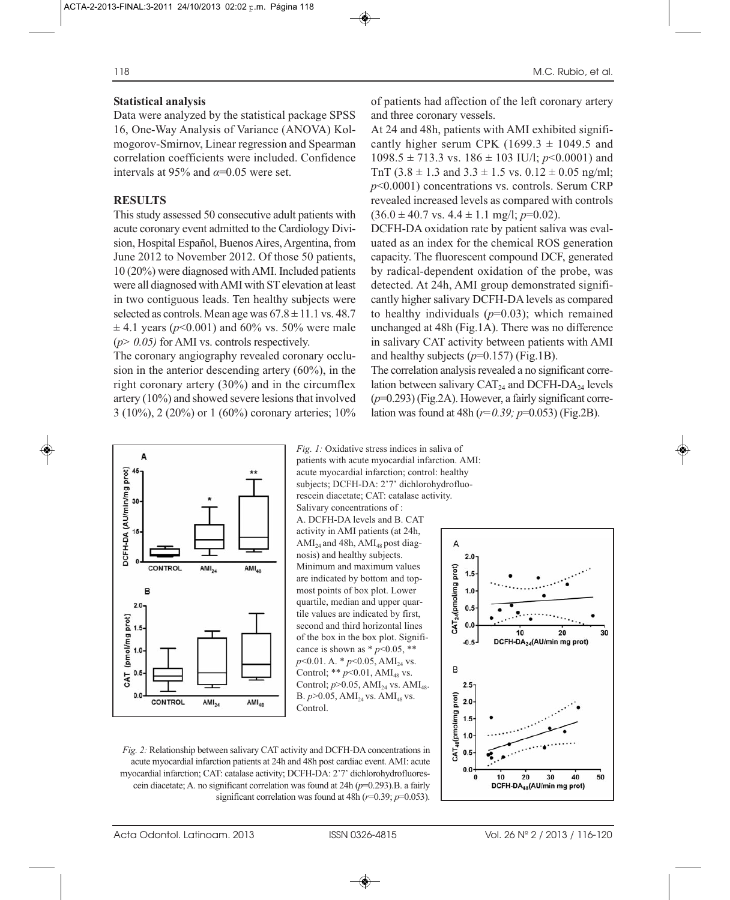**Statistical analysis**

Data were analyzed by the statistical package SPSS 16, One-Way Analysis of Variance (ANOVA) Kolmogorov-Smirnov, Linear regression and Spearman correlation coefficients were included. Confidence intervals at 95% and $\alpha$=0.05 were set.

## RESULTS

This study assessed 50 consecutive adult patients with acute coronary event admitted to the Cardiology Division, Hospital Español, Buenos Aires, Argentina, from June 2012 to November 2012. Of those 50 patients, 10 (20%) were diagnosed with AMI. Included patients were all diagnosed with AMI with ST elevation at least in two contiguous leads. Ten healthy subjects were selected as controls. Mean age was $67.8 \pm 11.1$ vs. $48.7 \pm 4.1$ years ($p<0.001$) and 60% vs. 50% were male ($p> 0.05$) for AMI vs. controls respectively.

The coronary angiography revealed coronary occlusion in the anterior descending artery (60%), in the right coronary artery (30%) and in the circumflex artery (10%) and showed severe lesions that involved 3 (10%), 2 (20%) or 1 (60%) coronary arteries; 10% of patients had affection of the left coronary artery and three coronary vessels.

At 24 and 48h, patients with AMI exhibited significantly higher serum CPK ($1699.3 \pm 1049.5$ and $1098.5 \pm 713.3$ vs. $186 \pm 103$ IU/l; $p<0.0001$) and TnT ($3.8 \pm 1.3$ and $3.3 \pm 1.5$ vs. $0.12 \pm 0.05$ ng/ml; $p<0.0001$) concentrations vs. controls. Serum CRP revealed increased levels as compared with controls ($36.0 \pm 40.7$ vs. $4.4 \pm 1.1$ mg/l; $p=0.02$).

DCFH-DA oxidation rate by patient saliva was evaluated as an index for the chemical ROS generation capacity. The fluorescent compound DCF, generated by radical-dependent oxidation of the probe, was detected. At 24h, AMI group demonstrated significantly higher salivary DCFH-DA levels as compared to healthy individuals ($p=0.03$); which remained unchanged at 48h (Fig.1A). There was no difference in salivary CAT activity between patients with AMI and healthy subjects ($p=0.157$) (Fig.1B).

The correlation analysis revealed a no significant correlation between salivary $CAT_{24}$ and $DCFH\text{-}DA_{24}$ levels ($p=0.293$) (Fig.2A). However, a fairly significant correlation was found at 48h ($r=0.39$; $p=0.053$) (Fig.2B).

*Fig. 1:* Oxidative stress indices in saliva of patients with acute myocardial infarction. AMI: acute myocardial infarction; control: healthy subjects; DCFH-DA: 2'7' dichlorohydrofluorescein diacetate; CAT: catalase activity. Salivary concentrations of : A. DCFH-DA levels and B. CAT activity in AMI patients (at 24h, $AMI_{24}$ and 48h, $AMI_{48}$ post diagnosis) and healthy subjects. Minimum and maximum values are indicated by bottom and topmost points of box plot. Lower quartile, median and upper quartile values are indicated by first, second and third horizontal lines of the box in the box plot. Significance is shown as * $p<0.05$, ** $p<0.01$. A. * $p<0.05$, $AMI_{24}$ vs. Control; ** $p<0.01$, $AMI_{48}$ vs. Control; $p>0.05$, $AMI_{24}$ vs. $AMI_{48}$. B. $p>0.05$, $AMI_{24}$ vs. $AMI_{48}$ vs. Control.

*Fig. 2:* Relationship between salivary CAT activity and DCFH-DA concentrations in acute myocardial infarction patients at 24h and 48h post cardiac event. AMI: acute myocardial infarction; CAT: catalase activity; DCFH-DA: 2'7' dichlorohydrofluorescein diacetate; A. no significant correlation was found at 24h ($p=0.293$).B. a fairly significant correlation was found at 48h ($r=0.39$; $p=0.053$).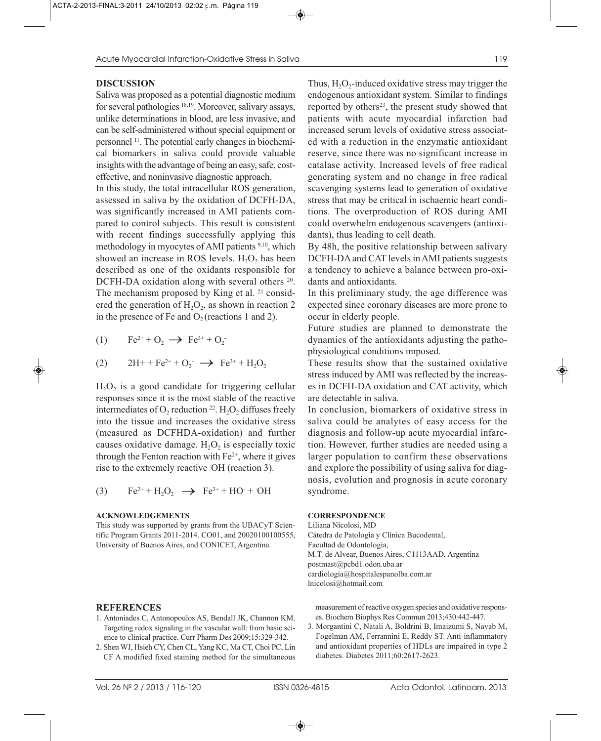## DISCUSSION

Saliva was proposed as a potential diagnostic medium for several pathologies [18,19]. Moreover, salivary assays, unlike determinations in blood, are less invasive, and can be self-administered without special equipment or personnel [11]. The potential early changes in biochemical biomarkers in saliva could provide valuable insights with the advantage of being an easy, safe, cost-effective, and noninvasive diagnostic approach.

In this study, the total intracellular ROS generation, assessed in saliva by the oxidation of DCFH-DA, was significantly increased in AMI patients compared to control subjects. This result is consistent with recent findings successfully applying this methodology in myocytes of AMI patients [9,10], which showed an increase in ROS levels. $H_2O_2$ has been described as one of the oxidants responsible for DCFH-DA oxidation along with several others [20]. The mechanism proposed by King et al. [21] considered the generation of $H_2O_2$, as shown in reaction 2 in the presence of Fe and $O_2$ (reactions 1 and 2).

$$(1) \qquad Fe^{2+} + O_2 \longrightarrow Fe^{3+} + O_2^-$$

$$(2) \qquad 2H+ + Fe^{2+} + O_2^- \longrightarrow Fe^{3+} + H_2O_2$$

$H_2O_2$ is a good candidate for triggering cellular responses since it is the most stable of the reactive intermediates of $O_2$ reduction [22]. $H_2O_2$ diffuses freely into the tissue and increases the oxidative stress (measured as DCFHDA-oxidation) and further causes oxidative damage. $H_2O_2$ is especially toxic through the Fenton reaction with $Fe^{2+}$, where it gives rise to the extremely reactive $^{\cdot}OH$ (reaction 3).

$$(3) \qquad Fe^{2+} + H_2O_2 \longrightarrow Fe^{3+} + HO^- + {}^{\cdot}OH$$

Thus, $H_2O_2$-induced oxidative stress may trigger the endogenous antioxidant system. Similar to findings reported by others[23], the present study showed that patients with acute myocardial infarction had increased serum levels of oxidative stress associated with a reduction in the enzymatic antioxidant reserve, since there was no significant increase in catalase activity. Increased levels of free radical generating system and no change in free radical scavenging systems lead to generation of oxidative stress that may be critical in ischaemic heart conditions. The overproduction of ROS during AMI could overwhelm endogenous scavengers (antioxidants), thus leading to cell death.

By 48h, the positive relationship between salivary DCFH-DA and CAT levels in AMI patients suggests a tendency to achieve a balance between pro-oxidants and antioxidants.

In this preliminary study, the age difference was expected since coronary diseases are more prone to occur in elderly people.

Future studies are planned to demonstrate the dynamics of the antioxidants adjusting the pathophysiological conditions imposed.

These results show that the sustained oxidative stress induced by AMI was reflected by the increases in DCFH-DA oxidation and CAT activity, which are detectable in saliva.

In conclusion, biomarkers of oxidative stress in saliva could be analytes of easy access for the diagnosis and follow-up acute myocardial infarction. However, further studies are needed using a larger population to confirm these observations and explore the possibility of using saliva for diagnosis, evolution and prognosis in acute coronary syndrome.

### ACKNOWLEDGEMENTS

This study was supported by grants from the UBACyT Scientific Program Grants 2011-2014. CO01, and 20020100100555, University of Buenos Aires, and CONICET, Argentina.

### CORRESPONDENCE

Liliana Nicolosi, MD
Cátedra de Patología y Clínica Bucodental,
Facultad de Odontología,
M.T. de Alvear, Buenos Aires, C1113AAD, Argentina
postmast@pcbd1.odon.uba.ar
cardiologia@hospitalespanolba.com.ar
lnicolosi@hotmail.com

## REFERENCES

1. Antoniades C, Antonopoulos AS, Bendall JK, Channon KM. Targeting redox signaling in the vascular wall: from basic science to clinical practice. Curr Pharm Des 2009;15:329-342.
2. Shen WJ, Hsieh CY, Chen CL, Yang KC, Ma CT, Choi PC, Lin CF A modified fixed staining method for the simultaneous measurement of reactive oxygen species and oxidative responses. Biochem Biophys Res Commun 2013;430:442-447.
3. Morgantini C, Natali A, Boldrini B, Imaizumi S, Navab M, Fogelman AM, Ferrannini E, Reddy ST. Anti-inflammatory and antioxidant properties of HDLs are impaired in type 2 diabetes. Diabetes 2011;60:2617-2623.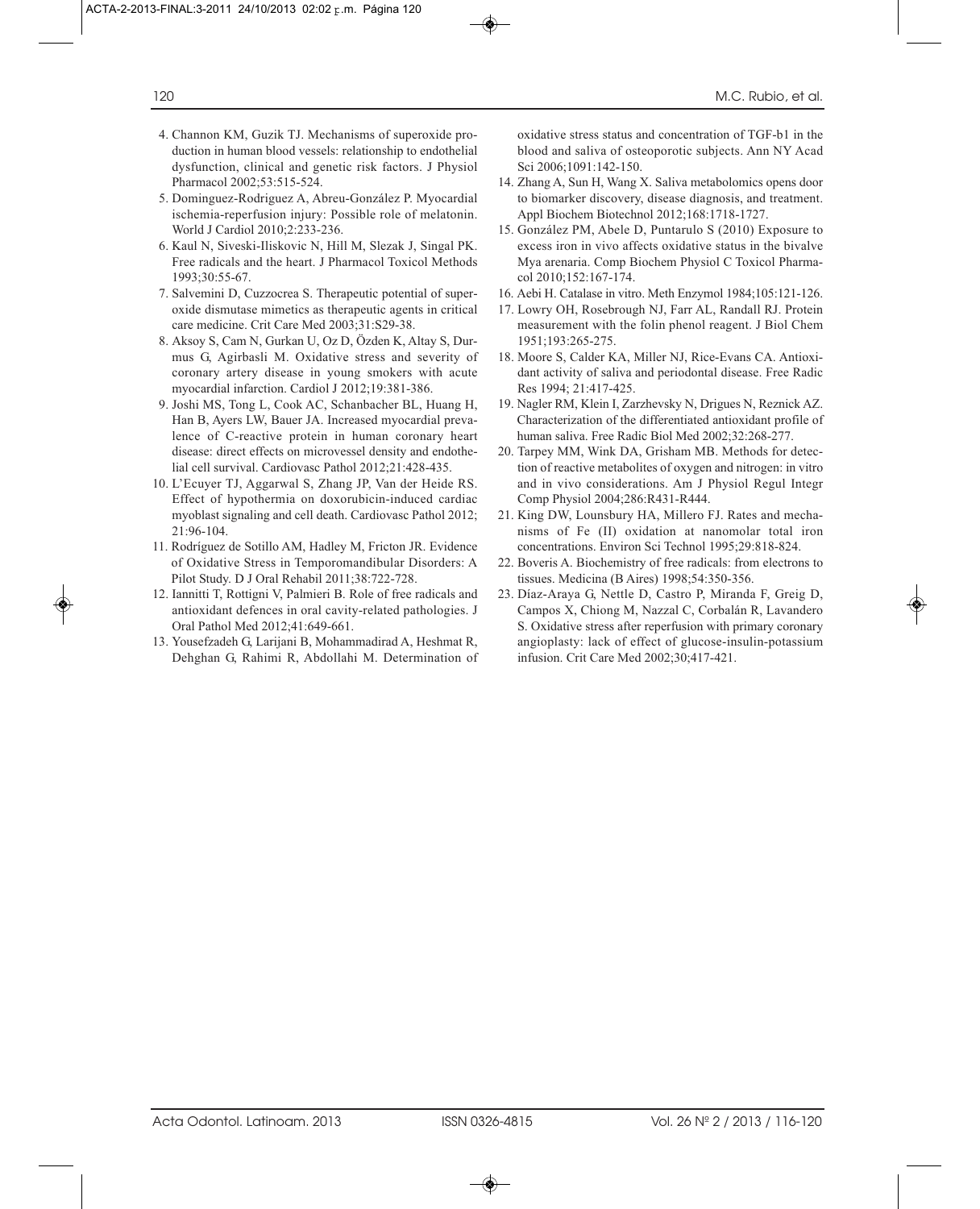4. Channon KM, Guzik TJ. Mechanisms of superoxide production in human blood vessels: relationship to endothelial dysfunction, clinical and genetic risk factors. J Physiol Pharmacol 2002;53:515-524.
5. Dominguez-Rodriguez A, Abreu-González P. Myocardial ischemia-reperfusion injury: Possible role of melatonin. World J Cardiol 2010;2:233-236.
6. Kaul N, Siveski-Iliskovic N, Hill M, Slezak J, Singal PK. Free radicals and the heart. J Pharmacol Toxicol Methods 1993;30:55-67.
7. Salvemini D, Cuzzocrea S. Therapeutic potential of superoxide dismutase mimetics as therapeutic agents in critical care medicine. Crit Care Med 2003;31:S29-38.
8. Aksoy S, Cam N, Gurkan U, Oz D, Özden K, Altay S, Durmus G, Agirbasli M. Oxidative stress and severity of coronary artery disease in young smokers with acute myocardial infarction. Cardiol J 2012;19:381-386.
9. Joshi MS, Tong L, Cook AC, Schanbacher BL, Huang H, Han B, Ayers LW, Bauer JA. Increased myocardial prevalence of C-reactive protein in human coronary heart disease: direct effects on microvessel density and endothelial cell survival. Cardiovasc Pathol 2012;21:428-435.
10. L'Ecuyer TJ, Aggarwal S, Zhang JP, Van der Heide RS. Effect of hypothermia on doxorubicin-induced cardiac myoblast signaling and cell death. Cardiovasc Pathol 2012; 21:96-104.
11. Rodríguez de Sotillo AM, Hadley M, Fricton JR. Evidence of Oxidative Stress in Temporomandibular Disorders: A Pilot Study. D J Oral Rehabil 2011;38:722-728.
12. Iannitti T, Rottigni V, Palmieri B. Role of free radicals and antioxidant defences in oral cavity-related pathologies. J Oral Pathol Med 2012;41:649-661.
13. Yousefzadeh G, Larijani B, Mohammadirad A, Heshmat R, Dehghan G, Rahimi R, Abdollahi M. Determination of oxidative stress status and concentration of TGF-b1 in the blood and saliva of osteoporotic subjects. Ann NY Acad Sci 2006;1091:142-150.
14. Zhang A, Sun H, Wang X. Saliva metabolomics opens door to biomarker discovery, disease diagnosis, and treatment. Appl Biochem Biotechnol 2012;168:1718-1727.
15. González PM, Abele D, Puntarulo S (2010) Exposure to excess iron in vivo affects oxidative status in the bivalve Mya arenaria. Comp Biochem Physiol C Toxicol Pharmacol 2010;152:167-174.
16. Aebi H. Catalase in vitro. Meth Enzymol 1984;105:121-126.
17. Lowry OH, Rosebrough NJ, Farr AL, Randall RJ. Protein measurement with the folin phenol reagent. J Biol Chem 1951;193:265-275.
18. Moore S, Calder KA, Miller NJ, Rice-Evans CA. Antioxidant activity of saliva and periodontal disease. Free Radic Res 1994; 21:417-425.
19. Nagler RM, Klein I, Zarzhevsky N, Drigues N, Reznick AZ. Characterization of the differentiated antioxidant profile of human saliva. Free Radic Biol Med 2002;32:268-277.
20. Tarpey MM, Wink DA, Grisham MB. Methods for detection of reactive metabolites of oxygen and nitrogen: in vitro and in vivo considerations. Am J Physiol Regul Integr Comp Physiol 2004;286:R431-R444.
21. King DW, Lounsbury HA, Millero FJ. Rates and mechanisms of Fe (II) oxidation at nanomolar total iron concentrations. Environ Sci Technol 1995;29:818-824.
22. Boveris A. Biochemistry of free radicals: from electrons to tissues. Medicina (B Aires) 1998;54:350-356.
23. Díaz-Araya G, Nettle D, Castro P, Miranda F, Greig D, Campos X, Chiong M, Nazzal C, Corbalán R, Lavandero S. Oxidative stress after reperfusion with primary coronary angioplasty: lack of effect of glucose-insulin-potassium infusion. Crit Care Med 2002;30;417-421.